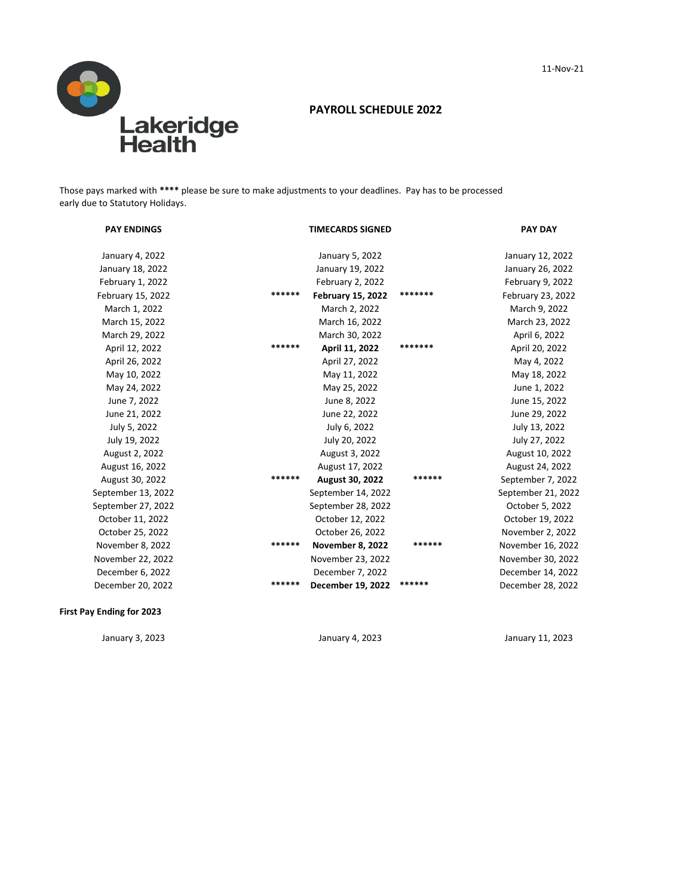11-Nov-21

Lakeridge Health

# PAYROLL SCHEDULE 2022

Those pays marked with **\*\*\*\*** please be sure to make adjustments to your deadlines. Pay has to be processed early due to Statutory Holidays.

| PAY ENDINGS | | TIMECARDS SIGNED | | PAY DAY |
|---|---|---|---|---|
| January 4, 2022 | | January 5, 2022 | | January 12, 2022 |
| January 18, 2022 | | January 19, 2022 | | January 26, 2022 |
| February 1, 2022 | | February 2, 2022 | | February 9, 2022 |
| February 15, 2022 | ****** | **February 15, 2022** | ******* | February 23, 2022 |
| March 1, 2022 | | March 2, 2022 | | March 9, 2022 |
| March 15, 2022 | | March 16, 2022 | | March 23, 2022 |
| March 29, 2022 | | March 30, 2022 | | April 6, 2022 |
| April 12, 2022 | ****** | **April 11, 2022** | ******* | April 20, 2022 |
| April 26, 2022 | | April 27, 2022 | | May 4, 2022 |
| May 10, 2022 | | May 11, 2022 | | May 18, 2022 |
| May 24, 2022 | | May 25, 2022 | | June 1, 2022 |
| June 7, 2022 | | June 8, 2022 | | June 15, 2022 |
| June 21, 2022 | | June 22, 2022 | | June 29, 2022 |
| July 5, 2022 | | July 6, 2022 | | July 13, 2022 |
| July 19, 2022 | | July 20, 2022 | | July 27, 2022 |
| August 2, 2022 | | August 3, 2022 | | August 10, 2022 |
| August 16, 2022 | | August 17, 2022 | | August 24, 2022 |
| August 30, 2022 | ****** | **August 30, 2022** | ****** | September 7, 2022 |
| September 13, 2022 | | September 14, 2022 | | September 21, 2022 |
| September 27, 2022 | | September 28, 2022 | | October 5, 2022 |
| October 11, 2022 | | October 12, 2022 | | October 19, 2022 |
| October 25, 2022 | | October 26, 2022 | | November 2, 2022 |
| November 8, 2022 | ****** | **November 8, 2022** | ****** | November 16, 2022 |
| November 22, 2022 | | November 23, 2022 | | November 30, 2022 |
| December 6, 2022 | | December 7, 2022 | | December 14, 2022 |
| December 20, 2022 | ****** | **December 19, 2022** | ****** | December 28, 2022 |

**First Pay Ending for 2023**

| | | |
|---|---|---|
| January 3, 2023 | January 4, 2023 | January 11, 2023 |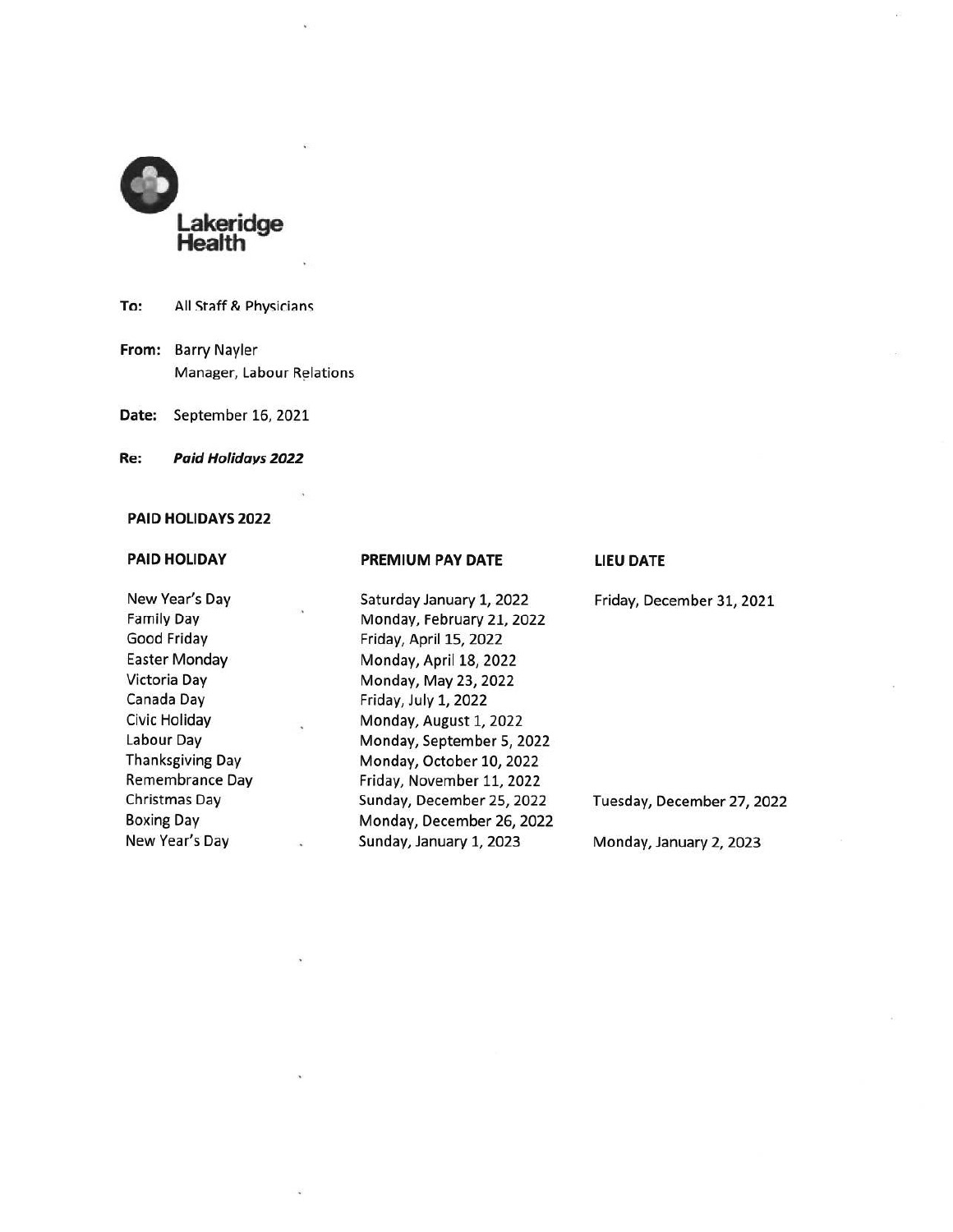Lakeridge Health

**To:** All Staff & Physicians

**From:** Barry Nayler
Manager, Labour Relations

**Date:** September 16, 2021

**Re:** ***Paid Holidays 2022***

**PAID HOLIDAYS 2022**

| PAID HOLIDAY | PREMIUM PAY DATE | LIEU DATE |
|---|---|---|
| New Year's Day | Saturday January 1, 2022 | Friday, December 31, 2021 |
| Family Day | Monday, February 21, 2022 | |
| Good Friday | Friday, April 15, 2022 | |
| Easter Monday | Monday, April 18, 2022 | |
| Victoria Day | Monday, May 23, 2022 | |
| Canada Day | Friday, July 1, 2022 | |
| Civic Holiday | Monday, August 1, 2022 | |
| Labour Day | Monday, September 5, 2022 | |
| Thanksgiving Day | Monday, October 10, 2022 | |
| Remembrance Day | Friday, November 11, 2022 | |
| Christmas Day | Sunday, December 25, 2022 | Tuesday, December 27, 2022 |
| Boxing Day | Monday, December 26, 2022 | |
| New Year's Day | Sunday, January 1, 2023 | Monday, January 2, 2023 |